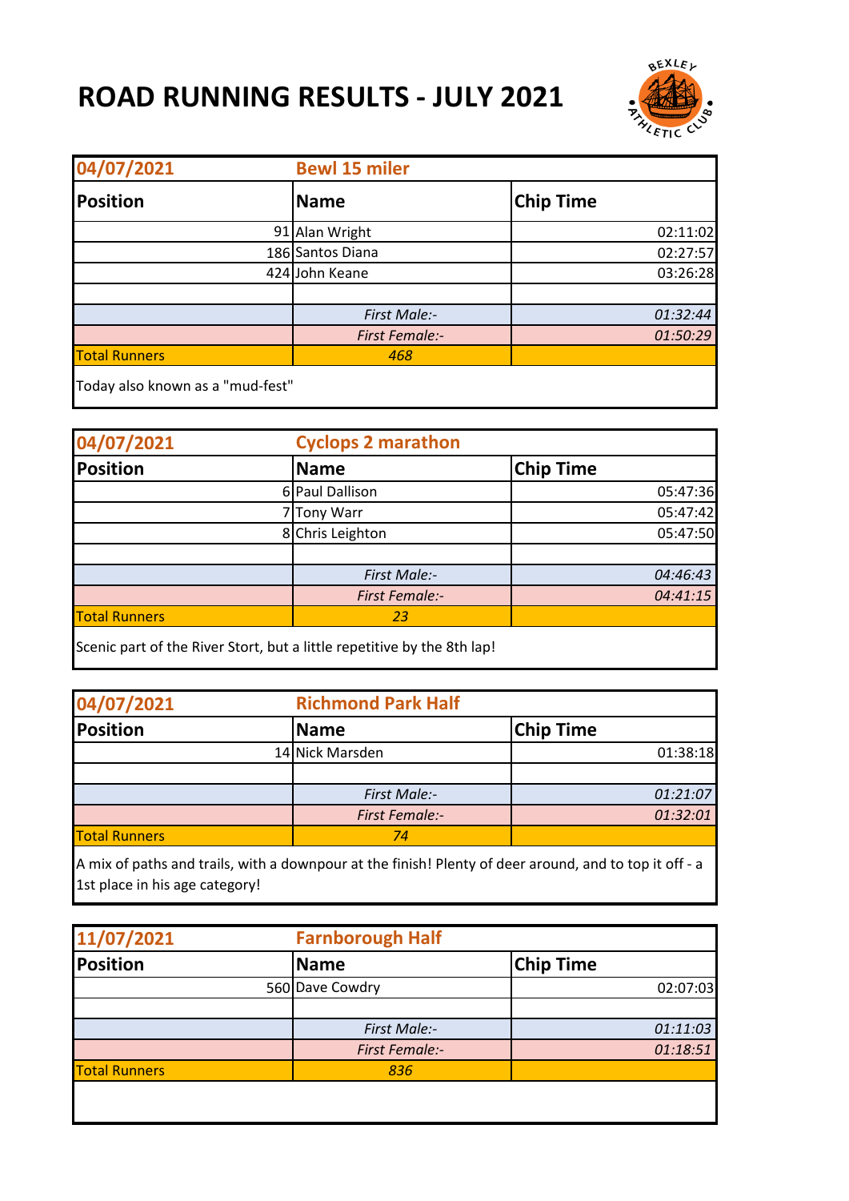# ROAD RUNNING RESULTS - JULY 2021

| 04/07/2021 | Bewl 15 miler | |
|---|---|---|
| **Position** | **Name** | **Chip Time** |
| 91 | Alan Wright | 02:11:02 |
| 186 | Santos Diana | 02:27:57 |
| 424 | John Keane | 03:26:28 |
| | | |
| | *First Male:-* | *01:32:44* |
| | *First Female:-* | *01:50:29* |
| Total Runners | *468* | |

Today also known as a "mud-fest"

| 04/07/2021 | Cyclops 2 marathon | |
|---|---|---|
| **Position** | **Name** | **Chip Time** |
| 6 | Paul Dallison | 05:47:36 |
| 7 | Tony Warr | 05:47:42 |
| 8 | Chris Leighton | 05:47:50 |
| | | |
| | *First Male:-* | *04:46:43* |
| | *First Female:-* | *04:41:15* |
| Total Runners | *23* | |

Scenic part of the River Stort, but a little repetitive by the 8th lap!

| 04/07/2021 | Richmond Park Half | |
|---|---|---|
| **Position** | **Name** | **Chip Time** |
| 14 | Nick Marsden | 01:38:18 |
| | | |
| | *First Male:-* | *01:21:07* |
| | *First Female:-* | *01:32:01* |
| Total Runners | *74* | |

A mix of paths and trails, with a downpour at the finish! Plenty of deer around, and to top it off - a 1st place in his age category!

| 11/07/2021 | Farnborough Half | |
|---|---|---|
| **Position** | **Name** | **Chip Time** |
| 560 | Dave Cowdry | 02:07:03 |
| | | |
| | *First Male:-* | *01:11:03* |
| | *First Female:-* | *01:18:51* |
| Total Runners | *836* | |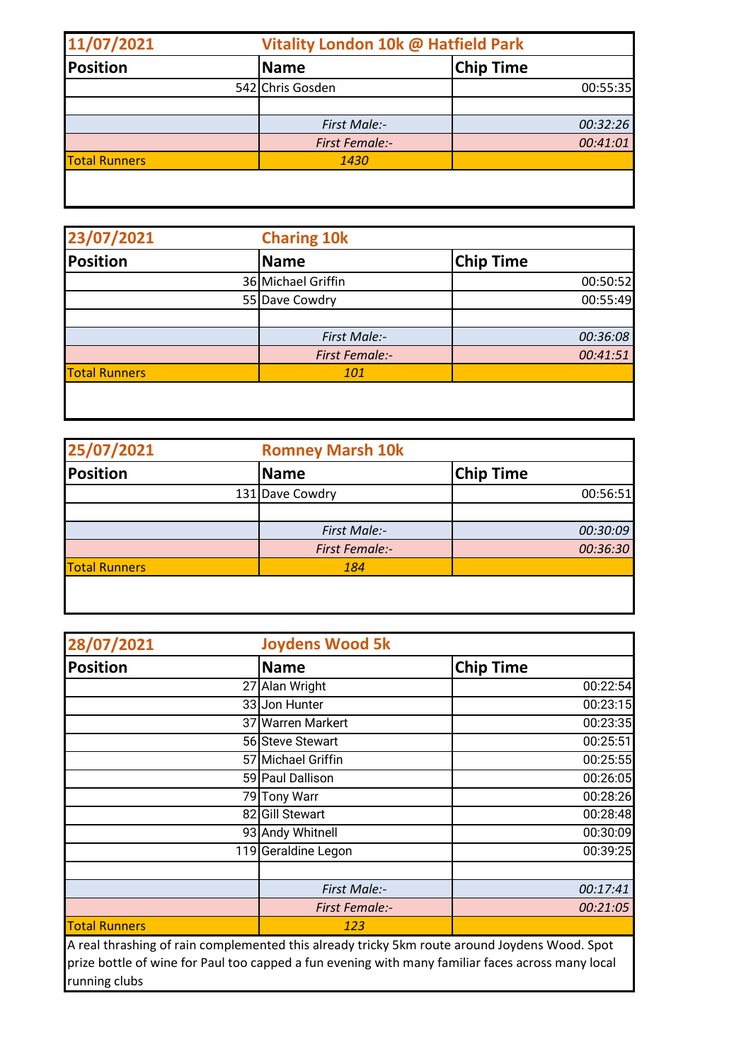| 11/07/2021 | Vitality London 10k @ Hatfield Park | |
|---|---|---|
| **Position** | **Name** | **Chip Time** |
| 542 | Chris Gosden | 00:55:35 |
| | | |
| | *First Male:-* | *00:32:26* |
| | *First Female:-* | *00:41:01* |
| Total Runners | *1430* | |

| 23/07/2021 | Charing 10k | |
|---|---|---|
| **Position** | **Name** | **Chip Time** |
| 36 | Michael Griffin | 00:50:52 |
| 55 | Dave Cowdry | 00:55:49 |
| | | |
| | *First Male:-* | *00:36:08* |
| | *First Female:-* | *00:41:51* |
| Total Runners | *101* | |

| 25/07/2021 | Romney Marsh 10k | |
|---|---|---|
| **Position** | **Name** | **Chip Time** |
| 131 | Dave Cowdry | 00:56:51 |
| | | |
| | *First Male:-* | *00:30:09* |
| | *First Female:-* | *00:36:30* |
| Total Runners | *184* | |

| 28/07/2021 | Joydens Wood 5k | |
|---|---|---|
| **Position** | **Name** | **Chip Time** |
| 27 | Alan Wright | 00:22:54 |
| 33 | Jon Hunter | 00:23:15 |
| 37 | Warren Markert | 00:23:35 |
| 56 | Steve Stewart | 00:25:51 |
| 57 | Michael Griffin | 00:25:55 |
| 59 | Paul Dallison | 00:26:05 |
| 79 | Tony Warr | 00:28:26 |
| 82 | Gill Stewart | 00:28:48 |
| 93 | Andy Whitnell | 00:30:09 |
| 119 | Geraldine Legon | 00:39:25 |
| | | |
| | *First Male:-* | *00:17:41* |
| | *First Female:-* | *00:21:05* |
| Total Runners | *123* | |

A real thrashing of rain complemented this already tricky 5km route around Joydens Wood. Spot prize bottle of wine for Paul too capped a fun evening with many familiar faces across many local running clubs